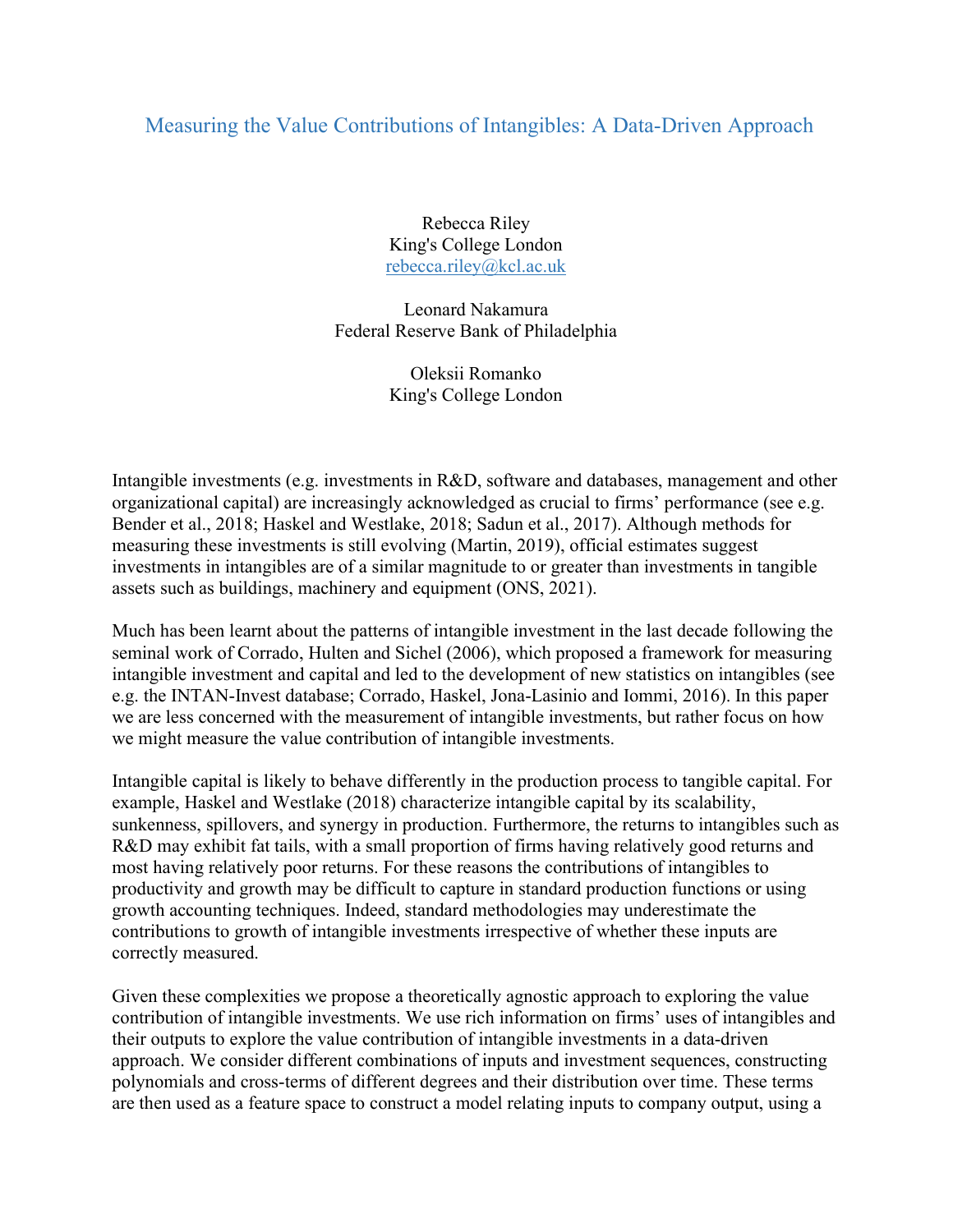# Measuring the Value Contributions of Intangibles: A Data-Driven Approach

Rebecca Riley
King's College London
rebecca.riley@kcl.ac.uk

Leonard Nakamura
Federal Reserve Bank of Philadelphia

Oleksii Romanko
King's College London

Intangible investments (e.g. investments in R&D, software and databases, management and other organizational capital) are increasingly acknowledged as crucial to firms' performance (see e.g. Bender et al., 2018; Haskel and Westlake, 2018; Sadun et al., 2017). Although methods for measuring these investments is still evolving (Martin, 2019), official estimates suggest investments in intangibles are of a similar magnitude to or greater than investments in tangible assets such as buildings, machinery and equipment (ONS, 2021).

Much has been learnt about the patterns of intangible investment in the last decade following the seminal work of Corrado, Hulten and Sichel (2006), which proposed a framework for measuring intangible investment and capital and led to the development of new statistics on intangibles (see e.g. the INTAN-Invest database; Corrado, Haskel, Jona-Lasinio and Iommi, 2016). In this paper we are less concerned with the measurement of intangible investments, but rather focus on how we might measure the value contribution of intangible investments.

Intangible capital is likely to behave differently in the production process to tangible capital. For example, Haskel and Westlake (2018) characterize intangible capital by its scalability, sunkenness, spillovers, and synergy in production. Furthermore, the returns to intangibles such as R&D may exhibit fat tails, with a small proportion of firms having relatively good returns and most having relatively poor returns. For these reasons the contributions of intangibles to productivity and growth may be difficult to capture in standard production functions or using growth accounting techniques. Indeed, standard methodologies may underestimate the contributions to growth of intangible investments irrespective of whether these inputs are correctly measured.

Given these complexities we propose a theoretically agnostic approach to exploring the value contribution of intangible investments. We use rich information on firms' uses of intangibles and their outputs to explore the value contribution of intangible investments in a data-driven approach. We consider different combinations of inputs and investment sequences, constructing polynomials and cross-terms of different degrees and their distribution over time. These terms are then used as a feature space to construct a model relating inputs to company output, using a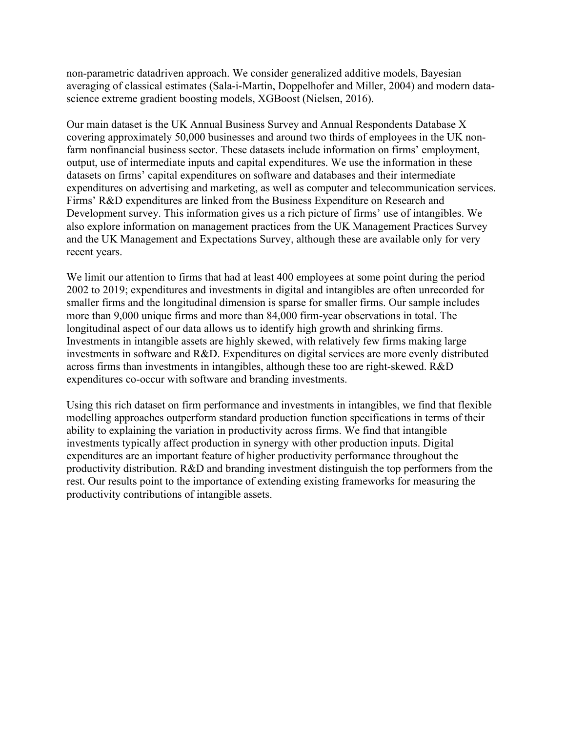non-parametric datadriven approach. We consider generalized additive models, Bayesian averaging of classical estimates (Sala-i-Martin, Doppelhofer and Miller, 2004) and modern data-science extreme gradient boosting models, XGBoost (Nielsen, 2016).

Our main dataset is the UK Annual Business Survey and Annual Respondents Database X covering approximately 50,000 businesses and around two thirds of employees in the UK non-farm nonfinancial business sector. These datasets include information on firms' employment, output, use of intermediate inputs and capital expenditures. We use the information in these datasets on firms' capital expenditures on software and databases and their intermediate expenditures on advertising and marketing, as well as computer and telecommunication services. Firms' R&D expenditures are linked from the Business Expenditure on Research and Development survey. This information gives us a rich picture of firms' use of intangibles. We also explore information on management practices from the UK Management Practices Survey and the UK Management and Expectations Survey, although these are available only for very recent years.

We limit our attention to firms that had at least 400 employees at some point during the period 2002 to 2019; expenditures and investments in digital and intangibles are often unrecorded for smaller firms and the longitudinal dimension is sparse for smaller firms. Our sample includes more than 9,000 unique firms and more than 84,000 firm-year observations in total. The longitudinal aspect of our data allows us to identify high growth and shrinking firms. Investments in intangible assets are highly skewed, with relatively few firms making large investments in software and R&D. Expenditures on digital services are more evenly distributed across firms than investments in intangibles, although these too are right-skewed. R&D expenditures co-occur with software and branding investments.

Using this rich dataset on firm performance and investments in intangibles, we find that flexible modelling approaches outperform standard production function specifications in terms of their ability to explaining the variation in productivity across firms. We find that intangible investments typically affect production in synergy with other production inputs. Digital expenditures are an important feature of higher productivity performance throughout the productivity distribution. R&D and branding investment distinguish the top performers from the rest. Our results point to the importance of extending existing frameworks for measuring the productivity contributions of intangible assets.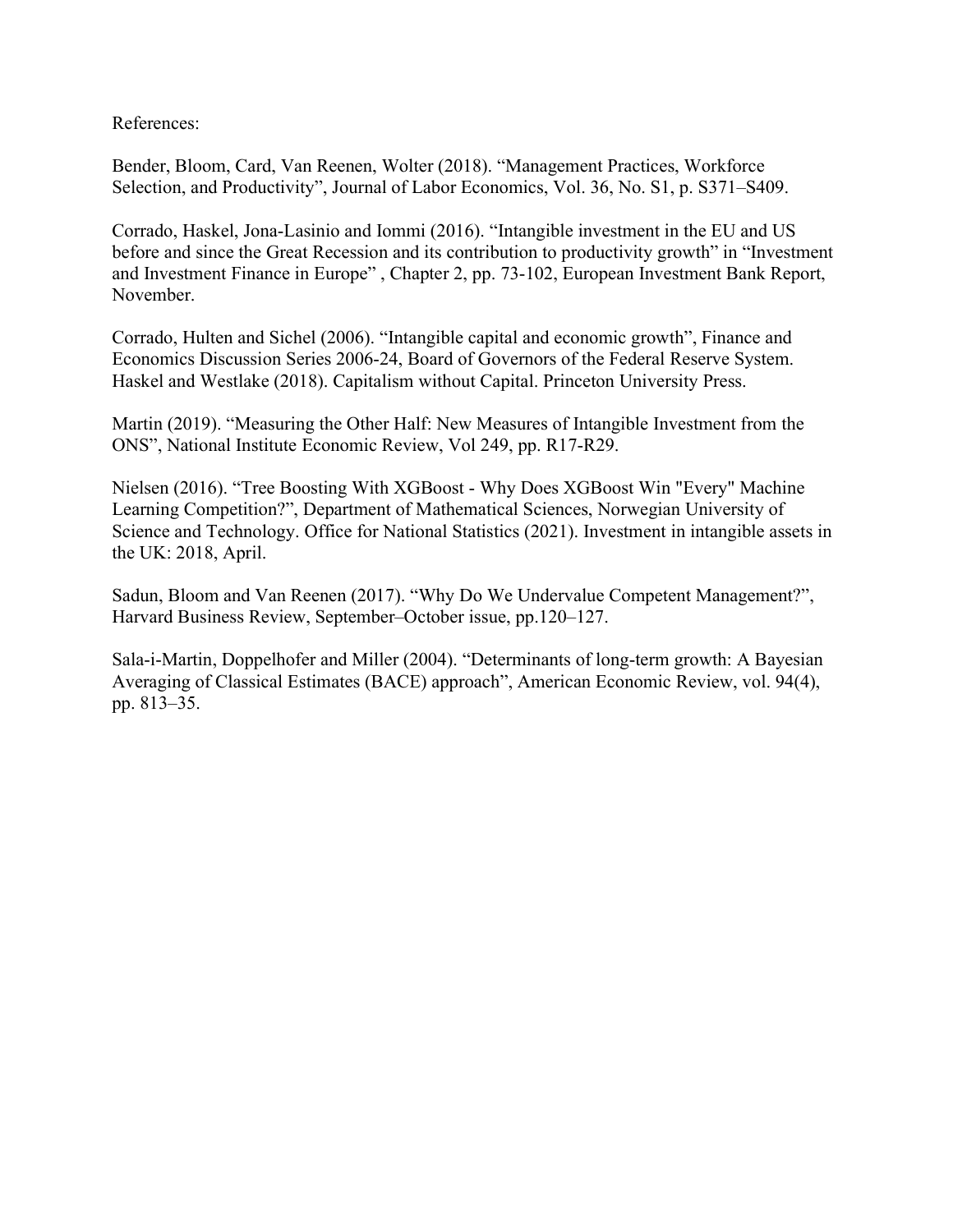References:

Bender, Bloom, Card, Van Reenen, Wolter (2018). "Management Practices, Workforce Selection, and Productivity", Journal of Labor Economics, Vol. 36, No. S1, p. S371–S409.

Corrado, Haskel, Jona-Lasinio and Iommi (2016). "Intangible investment in the EU and US before and since the Great Recession and its contribution to productivity growth" in "Investment and Investment Finance in Europe" , Chapter 2, pp. 73-102, European Investment Bank Report, November.

Corrado, Hulten and Sichel (2006). "Intangible capital and economic growth", Finance and Economics Discussion Series 2006-24, Board of Governors of the Federal Reserve System. Haskel and Westlake (2018). Capitalism without Capital. Princeton University Press.

Martin (2019). "Measuring the Other Half: New Measures of Intangible Investment from the ONS", National Institute Economic Review, Vol 249, pp. R17-R29.

Nielsen (2016). "Tree Boosting With XGBoost - Why Does XGBoost Win "Every" Machine Learning Competition?", Department of Mathematical Sciences, Norwegian University of Science and Technology. Office for National Statistics (2021). Investment in intangible assets in the UK: 2018, April.

Sadun, Bloom and Van Reenen (2017). "Why Do We Undervalue Competent Management?", Harvard Business Review, September–October issue, pp.120–127.

Sala-i-Martin, Doppelhofer and Miller (2004). "Determinants of long-term growth: A Bayesian Averaging of Classical Estimates (BACE) approach", American Economic Review, vol. 94(4), pp. 813–35.